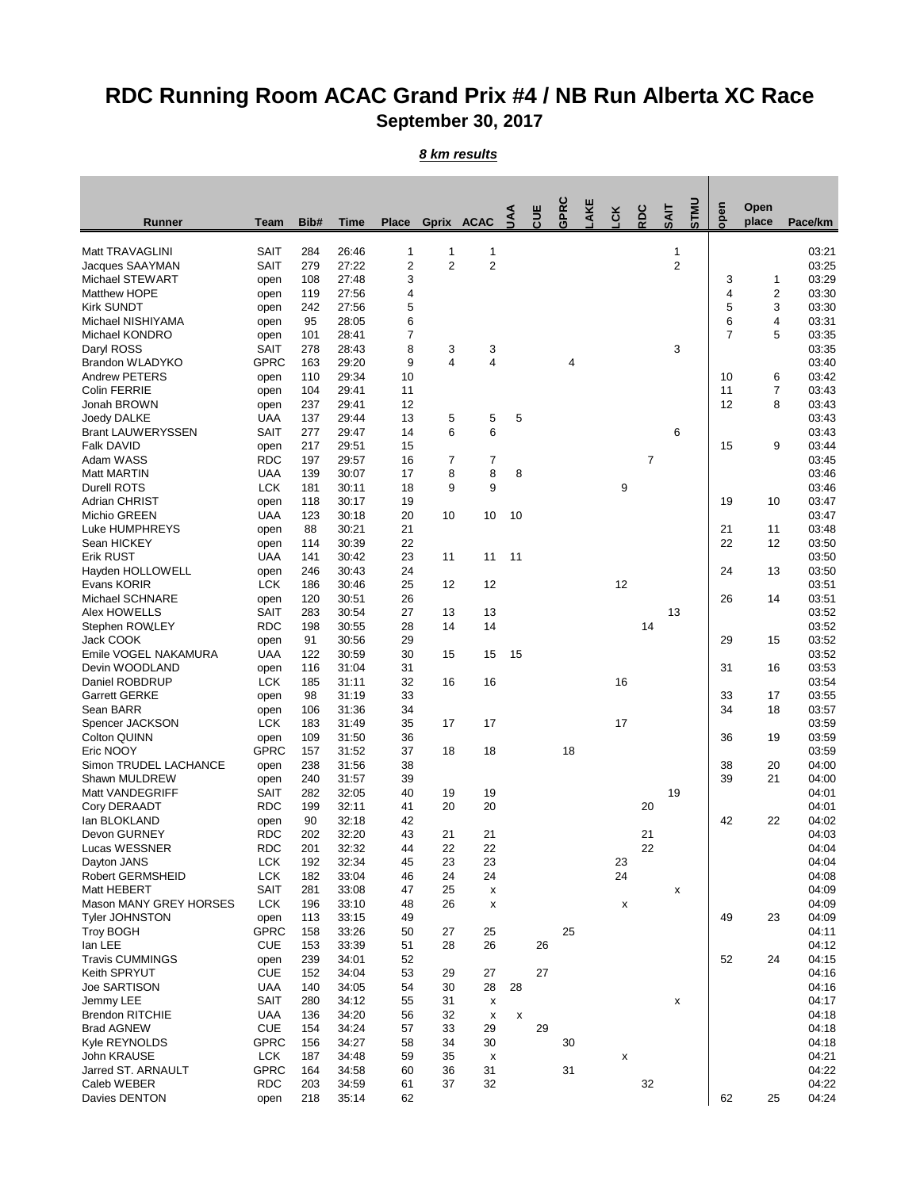# RDC Running Room ACAC Grand Prix #4 / NB Run Alberta XC Race

## September 30, 2017

***8 km results***

| Runner | Team | Bib# | Time | Place | Gprix | ACAC | UAA | CUE | GPRC | LAKE | LCK | RDC | SAIT | STMU | open | Open place | Pace/km |
|---|---|---|---|---|---|---|---|---|---|---|---|---|---|---|---|---|---|
| Matt TRAVAGLINI | SAIT | 284 | 26:46 | 1 | 1 | 1 | | | | | | | 1 | | | | 03:21 |
| Jacques SAAYMAN | SAIT | 279 | 27:22 | 2 | 2 | 2 | | | | | | | 2 | | | | 03:25 |
| Michael STEWART | open | 108 | 27:48 | 3 | | | | | | | | | | | 3 | 1 | 03:29 |
| Matthew HOPE | open | 119 | 27:56 | 4 | | | | | | | | | | | 4 | 2 | 03:30 |
| Kirk SUNDT | open | 242 | 27:56 | 5 | | | | | | | | | | | 5 | 3 | 03:30 |
| Michael NISHIYAMA | open | 95 | 28:05 | 6 | | | | | | | | | | | 6 | 4 | 03:31 |
| Michael KONDRO | open | 101 | 28:41 | 7 | | | | | | | | | | | 7 | 5 | 03:35 |
| Daryl ROSS | SAIT | 278 | 28:43 | 8 | 3 | 3 | | | | | | | 3 | | | | 03:35 |
| Brandon WLADYKO | GPRC | 163 | 29:20 | 9 | 4 | 4 | | | 4 | | | | | | | | 03:40 |
| Andrew PETERS | open | 110 | 29:34 | 10 | | | | | | | | | | | 10 | 6 | 03:42 |
| Colin FERRIE | open | 104 | 29:41 | 11 | | | | | | | | | | | 11 | 7 | 03:43 |
| Jonah BROWN | open | 237 | 29:41 | 12 | | | | | | | | | | | 12 | 8 | 03:43 |
| Joedy DALKE | UAA | 137 | 29:44 | 13 | 5 | 5 | 5 | | | | | | | | | | 03:43 |
| Brant LAUWERYSSEN | SAIT | 277 | 29:47 | 14 | 6 | 6 | | | | | | | 6 | | | | 03:43 |
| Falk DAVID | open | 217 | 29:51 | 15 | | | | | | | | | | | 15 | 9 | 03:44 |
| Adam WASS | RDC | 197 | 29:57 | 16 | 7 | 7 | | | | | | 7 | | | | | 03:45 |
| Matt MARTIN | UAA | 139 | 30:07 | 17 | 8 | 8 | 8 | | | | | | | | | | 03:46 |
| Durell ROTS | LCK | 181 | 30:11 | 18 | 9 | 9 | | | | | 9 | | | | | | 03:46 |
| Adrian CHRIST | open | 118 | 30:17 | 19 | | | | | | | | | | | 19 | 10 | 03:47 |
| Michio GREEN | UAA | 123 | 30:18 | 20 | 10 | 10 | 10 | | | | | | | | | | 03:47 |
| Luke HUMPHREYS | open | 88 | 30:21 | 21 | | | | | | | | | | | 21 | 11 | 03:48 |
| Sean HICKEY | open | 114 | 30:39 | 22 | | | | | | | | | | | 22 | 12 | 03:50 |
| Erik RUST | UAA | 141 | 30:42 | 23 | 11 | 11 | 11 | | | | | | | | | | 03:50 |
| Hayden HOLLOWELL | open | 246 | 30:43 | 24 | | | | | | | | | | | 24 | 13 | 03:50 |
| Evans KORIR | LCK | 186 | 30:46 | 25 | 12 | 12 | | | | | 12 | | | | | | 03:51 |
| Michael SCHNARE | open | 120 | 30:51 | 26 | | | | | | | | | | | 26 | 14 | 03:51 |
| Alex HOWELLS | SAIT | 283 | 30:54 | 27 | 13 | 13 | | | | | | | 13 | | | | 03:52 |
| Stephen ROWLEY | RDC | 198 | 30:55 | 28 | 14 | 14 | | | | | | 14 | | | | | 03:52 |
| Jack COOK | open | 91 | 30:56 | 29 | | | | | | | | | | | 29 | 15 | 03:52 |
| Emile VOGEL NAKAMURA | UAA | 122 | 30:59 | 30 | 15 | 15 | 15 | | | | | | | | | | 03:52 |
| Devin WOODLAND | open | 116 | 31:04 | 31 | | | | | | | | | | | 31 | 16 | 03:53 |
| Daniel ROBDRUP | LCK | 185 | 31:11 | 32 | 16 | 16 | | | | | 16 | | | | | | 03:54 |
| Garrett GERKE | open | 98 | 31:19 | 33 | | | | | | | | | | | 33 | 17 | 03:55 |
| Sean BARR | open | 106 | 31:36 | 34 | | | | | | | | | | | 34 | 18 | 03:57 |
| Spencer JACKSON | LCK | 183 | 31:49 | 35 | 17 | 17 | | | | | 17 | | | | | | 03:59 |
| Colton QUINN | open | 109 | 31:50 | 36 | | | | | | | | | | | 36 | 19 | 03:59 |
| Eric NOOY | GPRC | 157 | 31:52 | 37 | 18 | 18 | | | 18 | | | | | | | | 03:59 |
| Simon TRUDEL LACHANCE | open | 238 | 31:56 | 38 | | | | | | | | | | | 38 | 20 | 04:00 |
| Shawn MULDREW | open | 240 | 31:57 | 39 | | | | | | | | | | | 39 | 21 | 04:00 |
| Matt VANDEGRIFF | SAIT | 282 | 32:05 | 40 | 19 | 19 | | | | | | | 19 | | | | 04:01 |
| Cory DERAADT | RDC | 199 | 32:11 | 41 | 20 | 20 | | | | | | 20 | | | | | 04:01 |
| Ian BLOKLAND | open | 90 | 32:18 | 42 | | | | | | | | | | | 42 | 22 | 04:02 |
| Devon GURNEY | RDC | 202 | 32:20 | 43 | 21 | 21 | | | | | | 21 | | | | | 04:03 |
| Lucas WESSNER | RDC | 201 | 32:32 | 44 | 22 | 22 | | | | | | 22 | | | | | 04:04 |
| Dayton JANS | LCK | 192 | 32:34 | 45 | 23 | 23 | | | | | 23 | | | | | | 04:04 |
| Robert GERMSHEID | LCK | 182 | 33:04 | 46 | 24 | 24 | | | | | 24 | | | | | | 04:08 |
| Matt HEBERT | SAIT | 281 | 33:08 | 47 | 25 | x | | | | | | | x | | | | 04:09 |
| Mason MANY GREY HORSES | LCK | 196 | 33:10 | 48 | 26 | x | | | | | x | | | | | | 04:09 |
| Tyler JOHNSTON | open | 113 | 33:15 | 49 | | | | | | | | | | | 49 | 23 | 04:09 |
| Troy BOGH | GPRC | 158 | 33:26 | 50 | 27 | 25 | | | 25 | | | | | | | | 04:11 |
| Ian LEE | CUE | 153 | 33:39 | 51 | 28 | 26 | | 26 | | | | | | | | | 04:12 |
| Travis CUMMINGS | open | 239 | 34:01 | 52 | | | | | | | | | | | 52 | 24 | 04:15 |
| Keith SPRYUT | CUE | 152 | 34:04 | 53 | 29 | 27 | | 27 | | | | | | | | | 04:16 |
| Joe SARTISON | UAA | 140 | 34:05 | 54 | 30 | 28 | 28 | | | | | | | | | | 04:16 |
| Jemmy LEE | SAIT | 280 | 34:12 | 55 | 31 | x | | | | | | | x | | | | 04:17 |
| Brendon RITCHIE | UAA | 136 | 34:20 | 56 | 32 | x | x | | | | | | | | | | 04:18 |
| Brad AGNEW | CUE | 154 | 34:24 | 57 | 33 | 29 | | 29 | | | | | | | | | 04:18 |
| Kyle REYNOLDS | GPRC | 156 | 34:27 | 58 | 34 | 30 | | | 30 | | | | | | | | 04:18 |
| John KRAUSE | LCK | 187 | 34:48 | 59 | 35 | x | | | | | x | | | | | | 04:21 |
| Jarred ST. ARNAULT | GPRC | 164 | 34:58 | 60 | 36 | 31 | | | 31 | | | | | | | | 04:22 |
| Caleb WEBER | RDC | 203 | 34:59 | 61 | 37 | 32 | | | | | | 32 | | | | | 04:22 |
| Davies DENTON | open | 218 | 35:14 | 62 | | | | | | | | | | | 62 | 25 | 04:24 |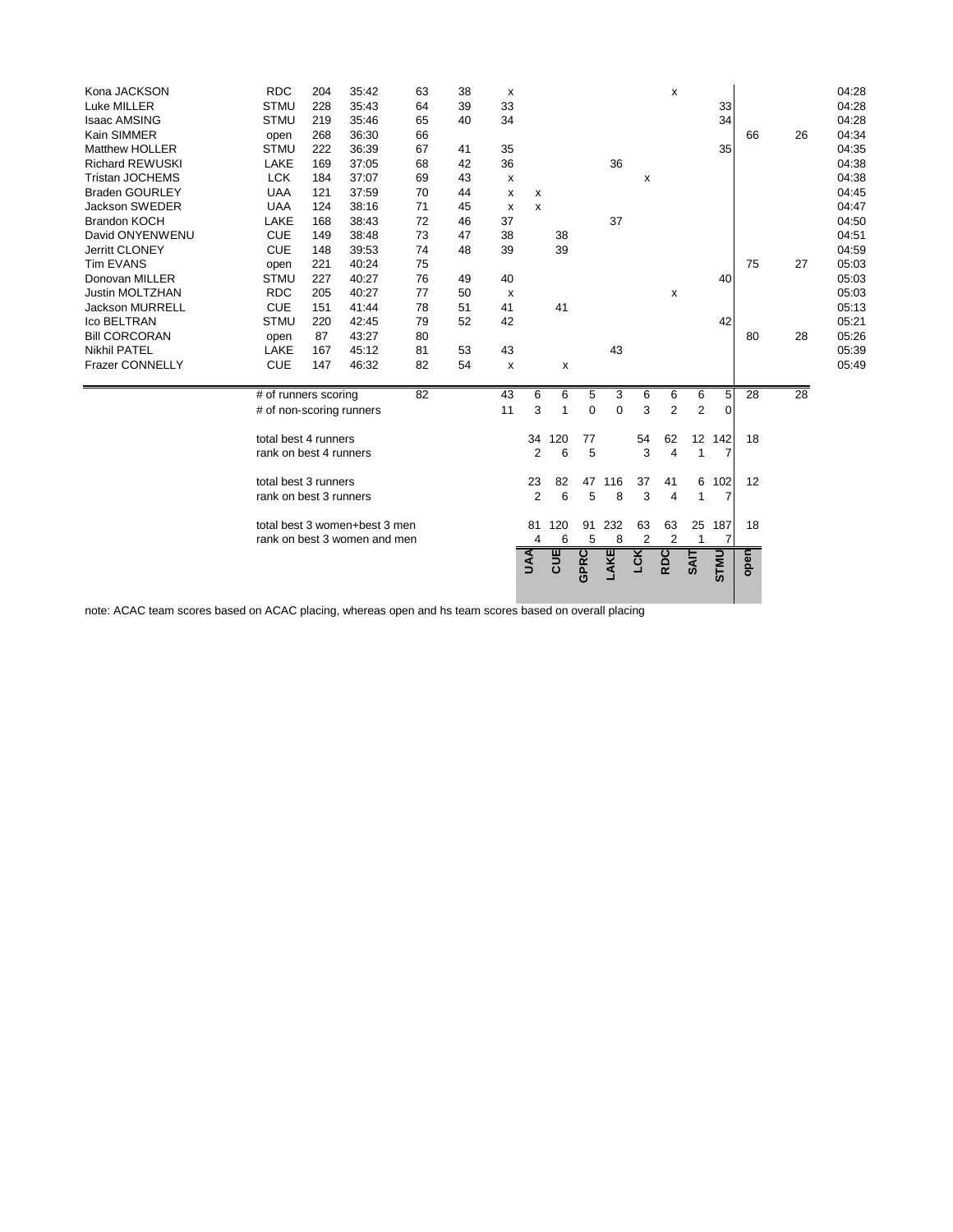| | | | | | | | | | | | | | | | | | |
|---|---|---|---|---|---|---|---|---|---|---|---|---|---|---|---|---|---|
| Kona JACKSON | RDC | 204 | 35:42 | 63 | 38 | x | | | | | | x | | | | | 04:28 |
| Luke MILLER | STMU | 228 | 35:43 | 64 | 39 | 33 | | | | | | | | 33 | | | 04:28 |
| Isaac AMSING | STMU | 219 | 35:46 | 65 | 40 | 34 | | | | | | | | 34 | | | 04:28 |
| Kain SIMMER | open | 268 | 36:30 | 66 | | | | | | | | | | | 66 | 26 | 04:34 |
| Matthew HOLLER | STMU | 222 | 36:39 | 67 | 41 | 35 | | | | | | | | 35 | | | 04:35 |
| Richard REWUSKI | LAKE | 169 | 37:05 | 68 | 42 | 36 | | | | 36 | | | | | | | 04:38 |
| Tristan JOCHEMS | LCK | 184 | 37:07 | 69 | 43 | x | | | | | x | | | | | | 04:38 |
| Braden GOURLEY | UAA | 121 | 37:59 | 70 | 44 | x | x | | | | | | | | | | 04:45 |
| Jackson SWEDER | UAA | 124 | 38:16 | 71 | 45 | x | x | | | | | | | | | | 04:47 |
| Brandon KOCH | LAKE | 168 | 38:43 | 72 | 46 | 37 | | | | 37 | | | | | | | 04:50 |
| David ONYENWENU | CUE | 149 | 38:48 | 73 | 47 | 38 | | 38 | | | | | | | | | 04:51 |
| Jerritt CLONEY | CUE | 148 | 39:53 | 74 | 48 | 39 | | 39 | | | | | | | | | 04:59 |
| Tim EVANS | open | 221 | 40:24 | 75 | | | | | | | | | | | 75 | 27 | 05:03 |
| Donovan MILLER | STMU | 227 | 40:27 | 76 | 49 | 40 | | | | | | | | 40 | | | 05:03 |
| Justin MOLTZHAN | RDC | 205 | 40:27 | 77 | 50 | x | | | | | | x | | | | | 05:03 |
| Jackson MURRELL | CUE | 151 | 41:44 | 78 | 51 | 41 | | 41 | | | | | | | | | 05:13 |
| Ico BELTRAN | STMU | 220 | 42:45 | 79 | 52 | 42 | | | | | | | | 42 | | | 05:21 |
| Bill CORCORAN | open | 87 | 43:27 | 80 | | | | | | | | | | | 80 | 28 | 05:26 |
| Nikhil PATEL | LAKE | 167 | 45:12 | 81 | 53 | 43 | | | | 43 | | | | | | | 05:39 |
| Frazer CONNELLY | CUE | 147 | 46:32 | 82 | 54 | x | | x | | | | | | | | | 05:49 |
| | # of runners scoring | | | 82 | | 43 | 6 | 6 | 5 | 3 | 6 | 6 | 6 | 5 | 28 | 28 | |
| | # of non-scoring runners | | | | | 11 | 3 | 1 | 0 | 0 | 3 | 2 | 2 | 0 | | | |
| | total best 4 runners | | | | | | 34 | 120 | 77 | | 54 | 62 | 12 | 142 | 18 | | |
| | rank on best 4 runners | | | | | | 2 | 6 | 5 | | 3 | 4 | 1 | 7 | | | |
| | total best 3 runners | | | | | | 23 | 82 | 47 | 116 | 37 | 41 | 6 | 102 | 12 | | |
| | rank on best 3 runners | | | | | | 2 | 6 | 5 | 8 | 3 | 4 | 1 | 7 | | | |
| | total best 3 women+best 3 men | | | | | | 81 | 120 | 91 | 232 | 63 | 63 | 25 | 187 | 18 | | |
| | rank on best 3 women and men | | | | | | 4 | 6 | 5 | 8 | 2 | 2 | 1 | 7 | | | |
| | | | | | | | UAA | CUE | GPRC | LAKE | LCK | RDC | SAIT | STMU | open | | |

note: ACAC team scores based on ACAC placing, whereas open and hs team scores based on overall placing